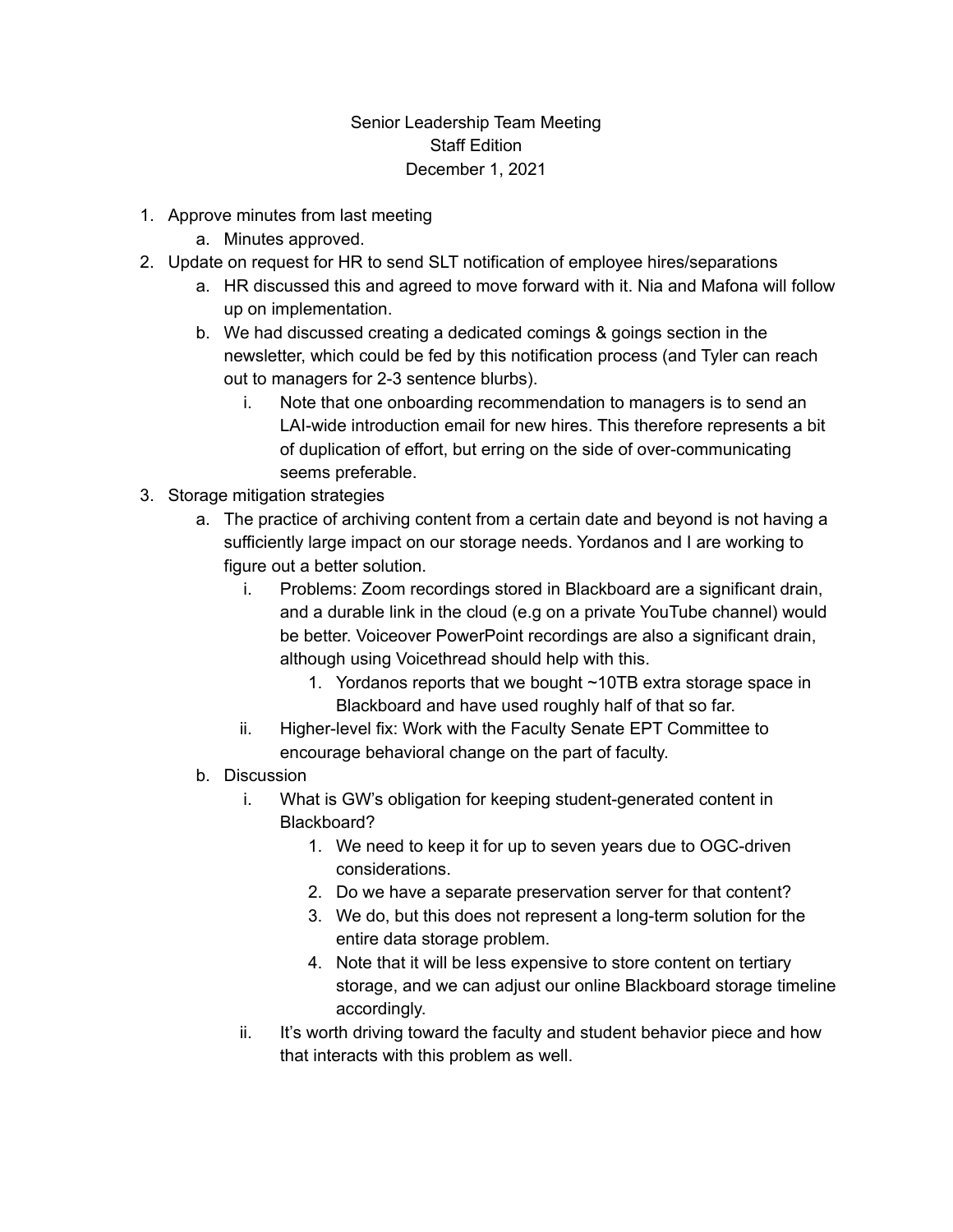Senior Leadership Team Meeting
Staff Edition
December 1, 2021

1. Approve minutes from last meeting
    a. Minutes approved.
2. Update on request for HR to send SLT notification of employee hires/separations
    a. HR discussed this and agreed to move forward with it. Nia and Mafona will follow up on implementation.
    b. We had discussed creating a dedicated comings & goings section in the newsletter, which could be fed by this notification process (and Tyler can reach out to managers for 2-3 sentence blurbs).
        i. Note that one onboarding recommendation to managers is to send an LAI-wide introduction email for new hires. This therefore represents a bit of duplication of effort, but erring on the side of over-communicating seems preferable.
3. Storage mitigation strategies
    a. The practice of archiving content from a certain date and beyond is not having a sufficiently large impact on our storage needs. Yordanos and I are working to figure out a better solution.
        i. Problems: Zoom recordings stored in Blackboard are a significant drain, and a durable link in the cloud (e.g on a private YouTube channel) would be better. Voiceover PowerPoint recordings are also a significant drain, although using Voicethread should help with this.
            1. Yordanos reports that we bought ~10TB extra storage space in Blackboard and have used roughly half of that so far.
        ii. Higher-level fix: Work with the Faculty Senate EPT Committee to encourage behavioral change on the part of faculty.
    b. Discussion
        i. What is GW's obligation for keeping student-generated content in Blackboard?
            1. We need to keep it for up to seven years due to OGC-driven considerations.
            2. Do we have a separate preservation server for that content?
            3. We do, but this does not represent a long-term solution for the entire data storage problem.
            4. Note that it will be less expensive to store content on tertiary storage, and we can adjust our online Blackboard storage timeline accordingly.
        ii. It's worth driving toward the faculty and student behavior piece and how that interacts with this problem as well.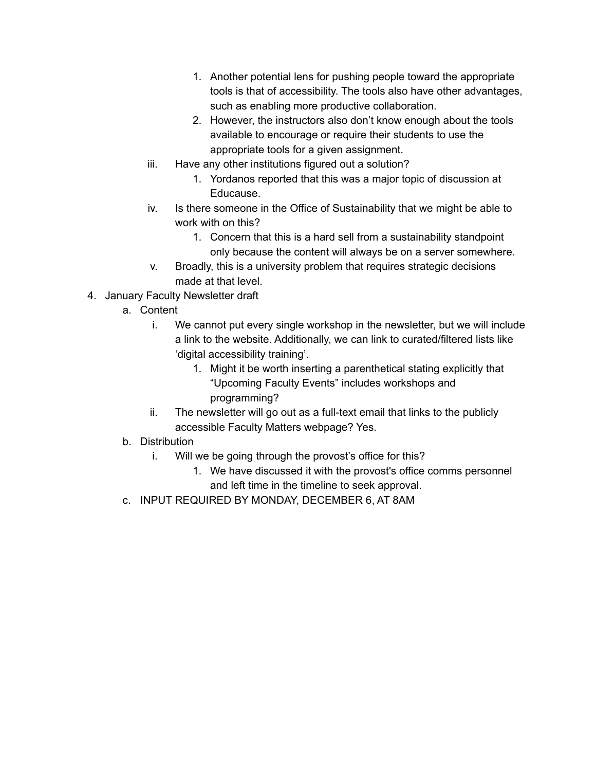1. Another potential lens for pushing people toward the appropriate tools is that of accessibility. The tools also have other advantages, such as enabling more productive collaboration.
            2. However, the instructors also don't know enough about the tools available to encourage or require their students to use the appropriate tools for a given assignment.
        - iii. Have any other institutions figured out a solution?
            1. Yordanos reported that this was a major topic of discussion at Educause.
        - iv. Is there someone in the Office of Sustainability that we might be able to work with on this?
            1. Concern that this is a hard sell from a sustainability standpoint only because the content will always be on a server somewhere.
        - v. Broadly, this is a university problem that requires strategic decisions made at that level.

4. January Faculty Newsletter draft
    - a. Content
        - i. We cannot put every single workshop in the newsletter, but we will include a link to the website. Additionally, we can link to curated/filtered lists like 'digital accessibility training'.
            1. Might it be worth inserting a parenthetical stating explicitly that "Upcoming Faculty Events" includes workshops and programming?
        - ii. The newsletter will go out as a full-text email that links to the publicly accessible Faculty Matters webpage? Yes.
    - b. Distribution
        - i. Will we be going through the provost's office for this?
            1. We have discussed it with the provost's office comms personnel and left time in the timeline to seek approval.
    - c. INPUT REQUIRED BY MONDAY, DECEMBER 6, AT 8AM